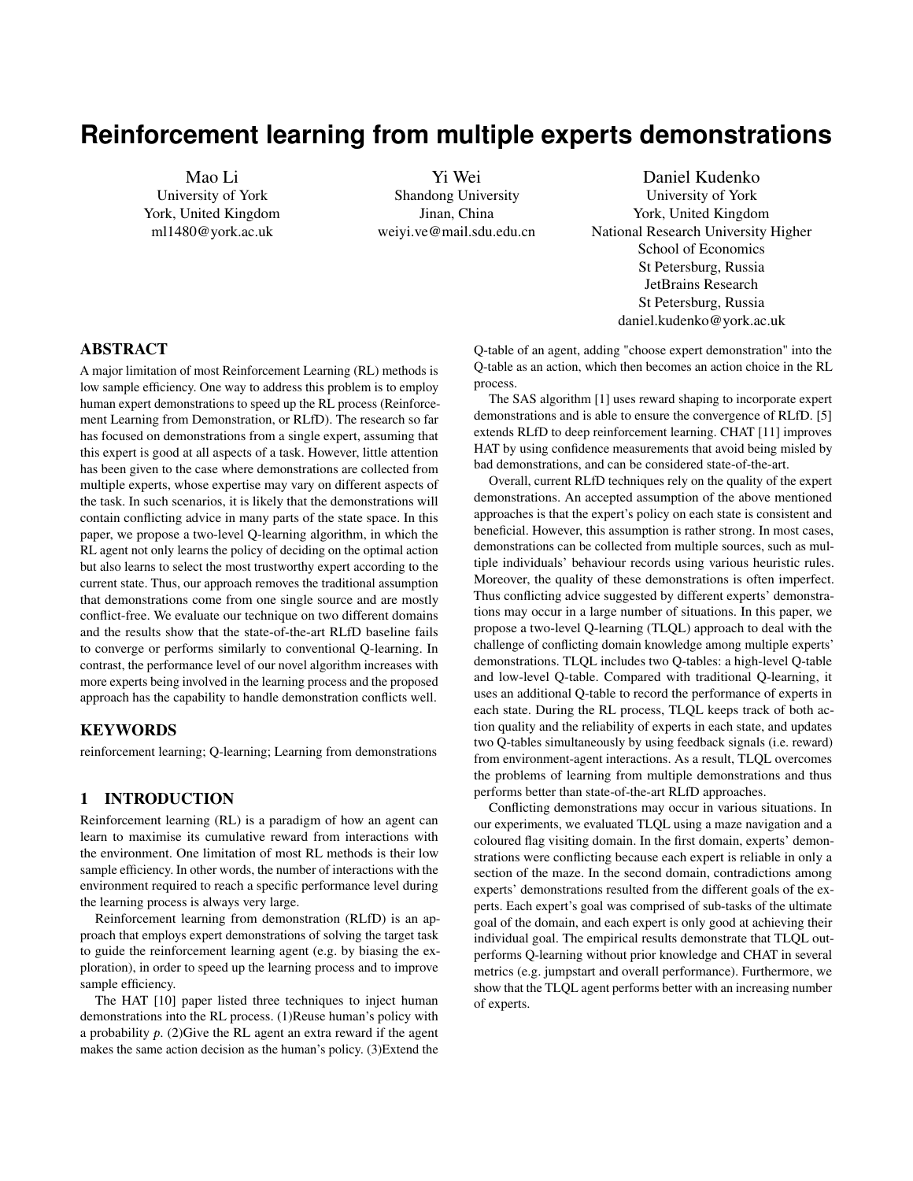# Reinforcement learning from multiple experts demonstrations

Mao Li
University of York
York, United Kingdom
ml1480@york.ac.uk

Yi Wei
Shandong University
Jinan, China
weiyi.ve@mail.sdu.edu.cn

Daniel Kudenko
University of York
York, United Kingdom
National Research University Higher School of Economics
St Petersburg, Russia
JetBrains Research
St Petersburg, Russia
daniel.kudenko@york.ac.uk

## ABSTRACT

A major limitation of most Reinforcement Learning (RL) methods is low sample efficiency. One way to address this problem is to employ human expert demonstrations to speed up the RL process (Reinforcement Learning from Demonstration, or RLfD). The research so far has focused on demonstrations from a single expert, assuming that this expert is good at all aspects of a task. However, little attention has been given to the case where demonstrations are collected from multiple experts, whose expertise may vary on different aspects of the task. In such scenarios, it is likely that the demonstrations will contain conflicting advice in many parts of the state space. In this paper, we propose a two-level Q-learning algorithm, in which the RL agent not only learns the policy of deciding on the optimal action but also learns to select the most trustworthy expert according to the current state. Thus, our approach removes the traditional assumption that demonstrations come from one single source and are mostly conflict-free. We evaluate our technique on two different domains and the results show that the state-of-the-art RLfD baseline fails to converge or performs similarly to conventional Q-learning. In contrast, the performance level of our novel algorithm increases with more experts being involved in the learning process and the proposed approach has the capability to handle demonstration conflicts well.

## KEYWORDS

reinforcement learning; Q-learning; Learning from demonstrations

## 1 INTRODUCTION

Reinforcement learning (RL) is a paradigm of how an agent can learn to maximise its cumulative reward from interactions with the environment. One limitation of most RL methods is their low sample efficiency. In other words, the number of interactions with the environment required to reach a specific performance level during the learning process is always very large.

Reinforcement learning from demonstration (RLfD) is an approach that employs expert demonstrations of solving the target task to guide the reinforcement learning agent (e.g. by biasing the exploration), in order to speed up the learning process and to improve sample efficiency.

The HAT [10] paper listed three techniques to inject human demonstrations into the RL process. (1)Reuse human's policy with a probability $p$. (2)Give the RL agent an extra reward if the agent makes the same action decision as the human's policy. (3)Extend the Q-table of an agent, adding "choose expert demonstration" into the Q-table as an action, which then becomes an action choice in the RL process.

The SAS algorithm [1] uses reward shaping to incorporate expert demonstrations and is able to ensure the convergence of RLfD. [5] extends RLfD to deep reinforcement learning. CHAT [11] improves HAT by using confidence measurements that avoid being misled by bad demonstrations, and can be considered state-of-the-art.

Overall, current RLfD techniques rely on the quality of the expert demonstrations. An accepted assumption of the above mentioned approaches is that the expert's policy on each state is consistent and beneficial. However, this assumption is rather strong. In most cases, demonstrations can be collected from multiple sources, such as multiple individuals' behaviour records using various heuristic rules. Moreover, the quality of these demonstrations is often imperfect. Thus conflicting advice suggested by different experts' demonstrations may occur in a large number of situations. In this paper, we propose a two-level Q-learning (TLQL) approach to deal with the challenge of conflicting domain knowledge among multiple experts' demonstrations. TLQL includes two Q-tables: a high-level Q-table and low-level Q-table. Compared with traditional Q-learning, it uses an additional Q-table to record the performance of experts in each state. During the RL process, TLQL keeps track of both action quality and the reliability of experts in each state, and updates two Q-tables simultaneously by using feedback signals (i.e. reward) from environment-agent interactions. As a result, TLQL overcomes the problems of learning from multiple demonstrations and thus performs better than state-of-the-art RLfD approaches.

Conflicting demonstrations may occur in various situations. In our experiments, we evaluated TLQL using a maze navigation and a coloured flag visiting domain. In the first domain, experts' demonstrations were conflicting because each expert is reliable in only a section of the maze. In the second domain, contradictions among experts' demonstrations resulted from the different goals of the experts. Each expert's goal was comprised of sub-tasks of the ultimate goal of the domain, and each expert is only good at achieving their individual goal. The empirical results demonstrate that TLQL outperforms Q-learning without prior knowledge and CHAT in several metrics (e.g. jumpstart and overall performance). Furthermore, we show that the TLQL agent performs better with an increasing number of experts.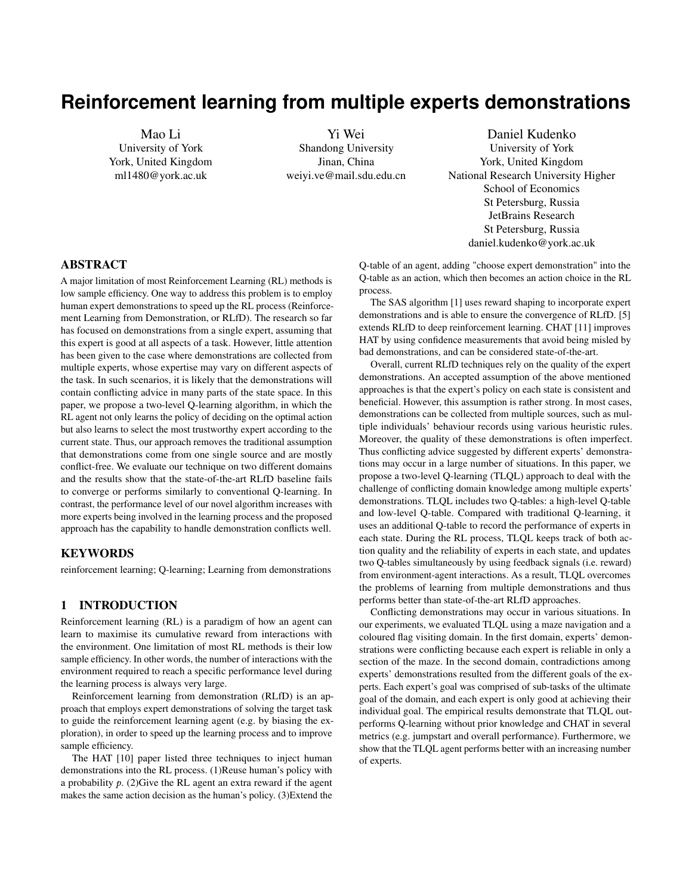# Reinforcement learning from multiple experts demonstrations

Mao Li
University of York
York, United Kingdom
ml1480@york.ac.uk

Yi Wei
Shandong University
Jinan, China
weiyi.ve@mail.sdu.edu.cn

Daniel Kudenko
University of York
York, United Kingdom
National Research University Higher School of Economics
St Petersburg, Russia
JetBrains Research
St Petersburg, Russia
daniel.kudenko@york.ac.uk

## ABSTRACT

A major limitation of most Reinforcement Learning (RL) methods is low sample efficiency. One way to address this problem is to employ human expert demonstrations to speed up the RL process (Reinforcement Learning from Demonstration, or RLfD). The research so far has focused on demonstrations from a single expert, assuming that this expert is good at all aspects of a task. However, little attention has been given to the case where demonstrations are collected from multiple experts, whose expertise may vary on different aspects of the task. In such scenarios, it is likely that the demonstrations will contain conflicting advice in many parts of the state space. In this paper, we propose a two-level Q-learning algorithm, in which the RL agent not only learns the policy of deciding on the optimal action but also learns to select the most trustworthy expert according to the current state. Thus, our approach removes the traditional assumption that demonstrations come from one single source and are mostly conflict-free. We evaluate our technique on two different domains and the results show that the state-of-the-art RLfD baseline fails to converge or performs similarly to conventional Q-learning. In contrast, the performance level of our novel algorithm increases with more experts being involved in the learning process and the proposed approach has the capability to handle demonstration conflicts well.

## KEYWORDS

reinforcement learning; Q-learning; Learning from demonstrations

## 1 INTRODUCTION

Reinforcement learning (RL) is a paradigm of how an agent can learn to maximise its cumulative reward from interactions with the environment. One limitation of most RL methods is their low sample efficiency. In other words, the number of interactions with the environment required to reach a specific performance level during the learning process is always very large.

Reinforcement learning from demonstration (RLfD) is an approach that employs expert demonstrations of solving the target task to guide the reinforcement learning agent (e.g. by biasing the exploration), in order to speed up the learning process and to improve sample efficiency.

The HAT [10] paper listed three techniques to inject human demonstrations into the RL process. (1)Reuse human's policy with a probability $p$. (2)Give the RL agent an extra reward if the agent makes the same action decision as the human's policy. (3)Extend the Q-table of an agent, adding "choose expert demonstration" into the Q-table as an action, which then becomes an action choice in the RL process.

The SAS algorithm [1] uses reward shaping to incorporate expert demonstrations and is able to ensure the convergence of RLfD. [5] extends RLfD to deep reinforcement learning. CHAT [11] improves HAT by using confidence measurements that avoid being misled by bad demonstrations, and can be considered state-of-the-art.

Overall, current RLfD techniques rely on the quality of the expert demonstrations. An accepted assumption of the above mentioned approaches is that the expert's policy on each state is consistent and beneficial. However, this assumption is rather strong. In most cases, demonstrations can be collected from multiple sources, such as multiple individuals' behaviour records using various heuristic rules. Moreover, the quality of these demonstrations is often imperfect. Thus conflicting advice suggested by different experts' demonstrations may occur in a large number of situations. In this paper, we propose a two-level Q-learning (TLQL) approach to deal with the challenge of conflicting domain knowledge among multiple experts' demonstrations. TLQL includes two Q-tables: a high-level Q-table and low-level Q-table. Compared with traditional Q-learning, it uses an additional Q-table to record the performance of experts in each state. During the RL process, TLQL keeps track of both action quality and the reliability of experts in each state, and updates two Q-tables simultaneously by using feedback signals (i.e. reward) from environment-agent interactions. As a result, TLQL overcomes the problems of learning from multiple demonstrations and thus performs better than state-of-the-art RLfD approaches.

Conflicting demonstrations may occur in various situations. In our experiments, we evaluated TLQL using a maze navigation and a coloured flag visiting domain. In the first domain, experts' demonstrations were conflicting because each expert is reliable in only a section of the maze. In the second domain, contradictions among experts' demonstrations resulted from the different goals of the experts. Each expert's goal was comprised of sub-tasks of the ultimate goal of the domain, and each expert is only good at achieving their individual goal. The empirical results demonstrate that TLQL outperforms Q-learning without prior knowledge and CHAT in several metrics (e.g. jumpstart and overall performance). Furthermore, we show that the TLQL agent performs better with an increasing number of experts.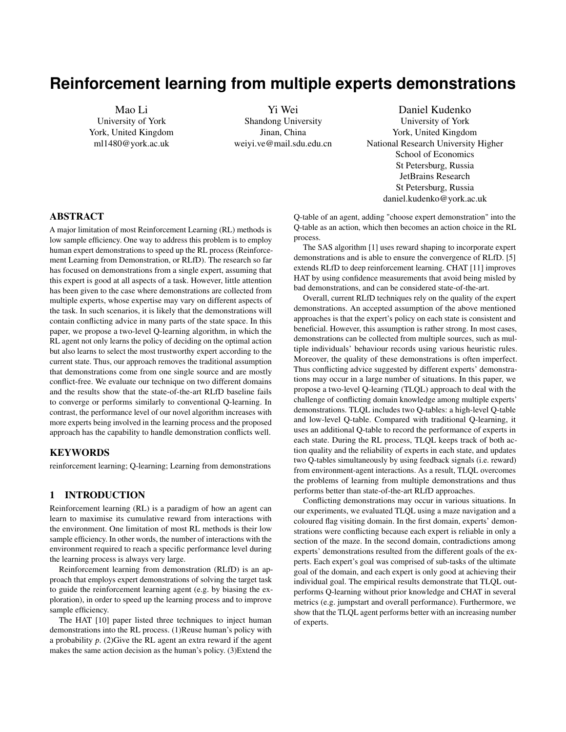# Reinforcement learning from multiple experts demonstrations

Mao Li
University of York
York, United Kingdom
ml1480@york.ac.uk

Yi Wei
Shandong University
Jinan, China
weiyi.ve@mail.sdu.edu.cn

Daniel Kudenko
University of York
York, United Kingdom
National Research University Higher School of Economics
St Petersburg, Russia
JetBrains Research
St Petersburg, Russia
daniel.kudenko@york.ac.uk

## ABSTRACT

A major limitation of most Reinforcement Learning (RL) methods is low sample efficiency. One way to address this problem is to employ human expert demonstrations to speed up the RL process (Reinforcement Learning from Demonstration, or RLfD). The research so far has focused on demonstrations from a single expert, assuming that this expert is good at all aspects of a task. However, little attention has been given to the case where demonstrations are collected from multiple experts, whose expertise may vary on different aspects of the task. In such scenarios, it is likely that the demonstrations will contain conflicting advice in many parts of the state space. In this paper, we propose a two-level Q-learning algorithm, in which the RL agent not only learns the policy of deciding on the optimal action but also learns to select the most trustworthy expert according to the current state. Thus, our approach removes the traditional assumption that demonstrations come from one single source and are mostly conflict-free. We evaluate our technique on two different domains and the results show that the state-of-the-art RLfD baseline fails to converge or performs similarly to conventional Q-learning. In contrast, the performance level of our novel algorithm increases with more experts being involved in the learning process and the proposed approach has the capability to handle demonstration conflicts well.

## KEYWORDS

reinforcement learning; Q-learning; Learning from demonstrations

## 1 INTRODUCTION

Reinforcement learning (RL) is a paradigm of how an agent can learn to maximise its cumulative reward from interactions with the environment. One limitation of most RL methods is their low sample efficiency. In other words, the number of interactions with the environment required to reach a specific performance level during the learning process is always very large.

Reinforcement learning from demonstration (RLfD) is an approach that employs expert demonstrations of solving the target task to guide the reinforcement learning agent (e.g. by biasing the exploration), in order to speed up the learning process and to improve sample efficiency.

The HAT [10] paper listed three techniques to inject human demonstrations into the RL process. (1)Reuse human's policy with a probability $p$. (2)Give the RL agent an extra reward if the agent makes the same action decision as the human's policy. (3)Extend the Q-table of an agent, adding "choose expert demonstration" into the Q-table as an action, which then becomes an action choice in the RL process.

The SAS algorithm [1] uses reward shaping to incorporate expert demonstrations and is able to ensure the convergence of RLfD. [5] extends RLfD to deep reinforcement learning. CHAT [11] improves HAT by using confidence measurements that avoid being misled by bad demonstrations, and can be considered state-of-the-art.

Overall, current RLfD techniques rely on the quality of the expert demonstrations. An accepted assumption of the above mentioned approaches is that the expert's policy on each state is consistent and beneficial. However, this assumption is rather strong. In most cases, demonstrations can be collected from multiple sources, such as multiple individuals' behaviour records using various heuristic rules. Moreover, the quality of these demonstrations is often imperfect. Thus conflicting advice suggested by different experts' demonstrations may occur in a large number of situations. In this paper, we propose a two-level Q-learning (TLQL) approach to deal with the challenge of conflicting domain knowledge among multiple experts' demonstrations. TLQL includes two Q-tables: a high-level Q-table and low-level Q-table. Compared with traditional Q-learning, it uses an additional Q-table to record the performance of experts in each state. During the RL process, TLQL keeps track of both action quality and the reliability of experts in each state, and updates two Q-tables simultaneously by using feedback signals (i.e. reward) from environment-agent interactions. As a result, TLQL overcomes the problems of learning from multiple demonstrations and thus performs better than state-of-the-art RLfD approaches.

Conflicting demonstrations may occur in various situations. In our experiments, we evaluated TLQL using a maze navigation and a coloured flag visiting domain. In the first domain, experts' demonstrations were conflicting because each expert is reliable in only a section of the maze. In the second domain, contradictions among experts' demonstrations resulted from the different goals of the experts. Each expert's goal was comprised of sub-tasks of the ultimate goal of the domain, and each expert is only good at achieving their individual goal. The empirical results demonstrate that TLQL outperforms Q-learning without prior knowledge and CHAT in several metrics (e.g. jumpstart and overall performance). Furthermore, we show that the TLQL agent performs better with an increasing number of experts.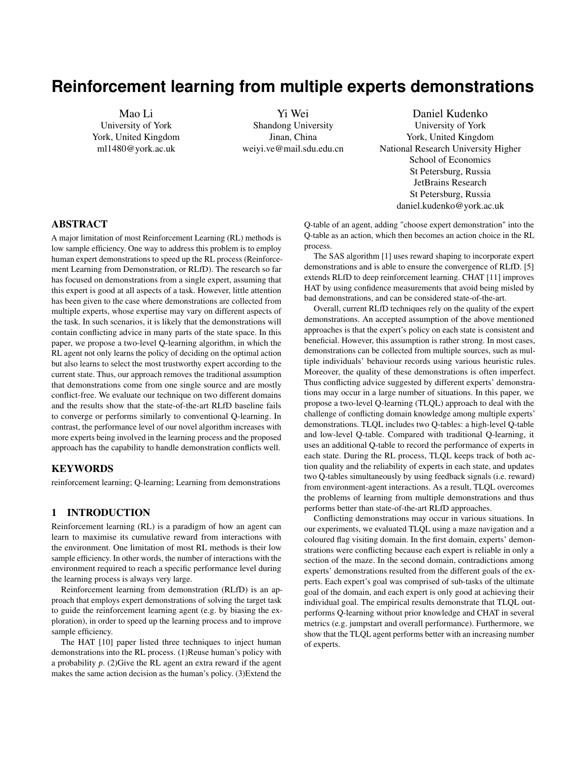# Reinforcement learning from multiple experts demonstrations

Mao Li
University of York
York, United Kingdom
ml1480@york.ac.uk

Yi Wei
Shandong University
Jinan, China
weiyi.ve@mail.sdu.edu.cn

Daniel Kudenko
University of York
York, United Kingdom
National Research University Higher School of Economics
St Petersburg, Russia
JetBrains Research
St Petersburg, Russia
daniel.kudenko@york.ac.uk

## ABSTRACT

A major limitation of most Reinforcement Learning (RL) methods is low sample efficiency. One way to address this problem is to employ human expert demonstrations to speed up the RL process (Reinforcement Learning from Demonstration, or RLfD). The research so far has focused on demonstrations from a single expert, assuming that this expert is good at all aspects of a task. However, little attention has been given to the case where demonstrations are collected from multiple experts, whose expertise may vary on different aspects of the task. In such scenarios, it is likely that the demonstrations will contain conflicting advice in many parts of the state space. In this paper, we propose a two-level Q-learning algorithm, in which the RL agent not only learns the policy of deciding on the optimal action but also learns to select the most trustworthy expert according to the current state. Thus, our approach removes the traditional assumption that demonstrations come from one single source and are mostly conflict-free. We evaluate our technique on two different domains and the results show that the state-of-the-art RLfD baseline fails to converge or performs similarly to conventional Q-learning. In contrast, the performance level of our novel algorithm increases with more experts being involved in the learning process and the proposed approach has the capability to handle demonstration conflicts well.

## KEYWORDS

reinforcement learning; Q-learning; Learning from demonstrations

## 1 INTRODUCTION

Reinforcement learning (RL) is a paradigm of how an agent can learn to maximise its cumulative reward from interactions with the environment. One limitation of most RL methods is their low sample efficiency. In other words, the number of interactions with the environment required to reach a specific performance level during the learning process is always very large.

Reinforcement learning from demonstration (RLfD) is an approach that employs expert demonstrations of solving the target task to guide the reinforcement learning agent (e.g. by biasing the exploration), in order to speed up the learning process and to improve sample efficiency.

The HAT [10] paper listed three techniques to inject human demonstrations into the RL process. (1)Reuse human's policy with a probability $p$. (2)Give the RL agent an extra reward if the agent makes the same action decision as the human's policy. (3)Extend the Q-table of an agent, adding "choose expert demonstration" into the Q-table as an action, which then becomes an action choice in the RL process.

The SAS algorithm [1] uses reward shaping to incorporate expert demonstrations and is able to ensure the convergence of RLfD. [5] extends RLfD to deep reinforcement learning. CHAT [11] improves HAT by using confidence measurements that avoid being misled by bad demonstrations, and can be considered state-of-the-art.

Overall, current RLfD techniques rely on the quality of the expert demonstrations. An accepted assumption of the above mentioned approaches is that the expert's policy on each state is consistent and beneficial. However, this assumption is rather strong. In most cases, demonstrations can be collected from multiple sources, such as multiple individuals' behaviour records using various heuristic rules. Moreover, the quality of these demonstrations is often imperfect. Thus conflicting advice suggested by different experts' demonstrations may occur in a large number of situations. In this paper, we propose a two-level Q-learning (TLQL) approach to deal with the challenge of conflicting domain knowledge among multiple experts' demonstrations. TLQL includes two Q-tables: a high-level Q-table and low-level Q-table. Compared with traditional Q-learning, it uses an additional Q-table to record the performance of experts in each state. During the RL process, TLQL keeps track of both action quality and the reliability of experts in each state, and updates two Q-tables simultaneously by using feedback signals (i.e. reward) from environment-agent interactions. As a result, TLQL overcomes the problems of learning from multiple demonstrations and thus performs better than state-of-the-art RLfD approaches.

Conflicting demonstrations may occur in various situations. In our experiments, we evaluated TLQL using a maze navigation and a coloured flag visiting domain. In the first domain, experts' demonstrations were conflicting because each expert is reliable in only a section of the maze. In the second domain, contradictions among experts' demonstrations resulted from the different goals of the experts. Each expert's goal was comprised of sub-tasks of the ultimate goal of the domain, and each expert is only good at achieving their individual goal. The empirical results demonstrate that TLQL outperforms Q-learning without prior knowledge and CHAT in several metrics (e.g. jumpstart and overall performance). Furthermore, we show that the TLQL agent performs better with an increasing number of experts.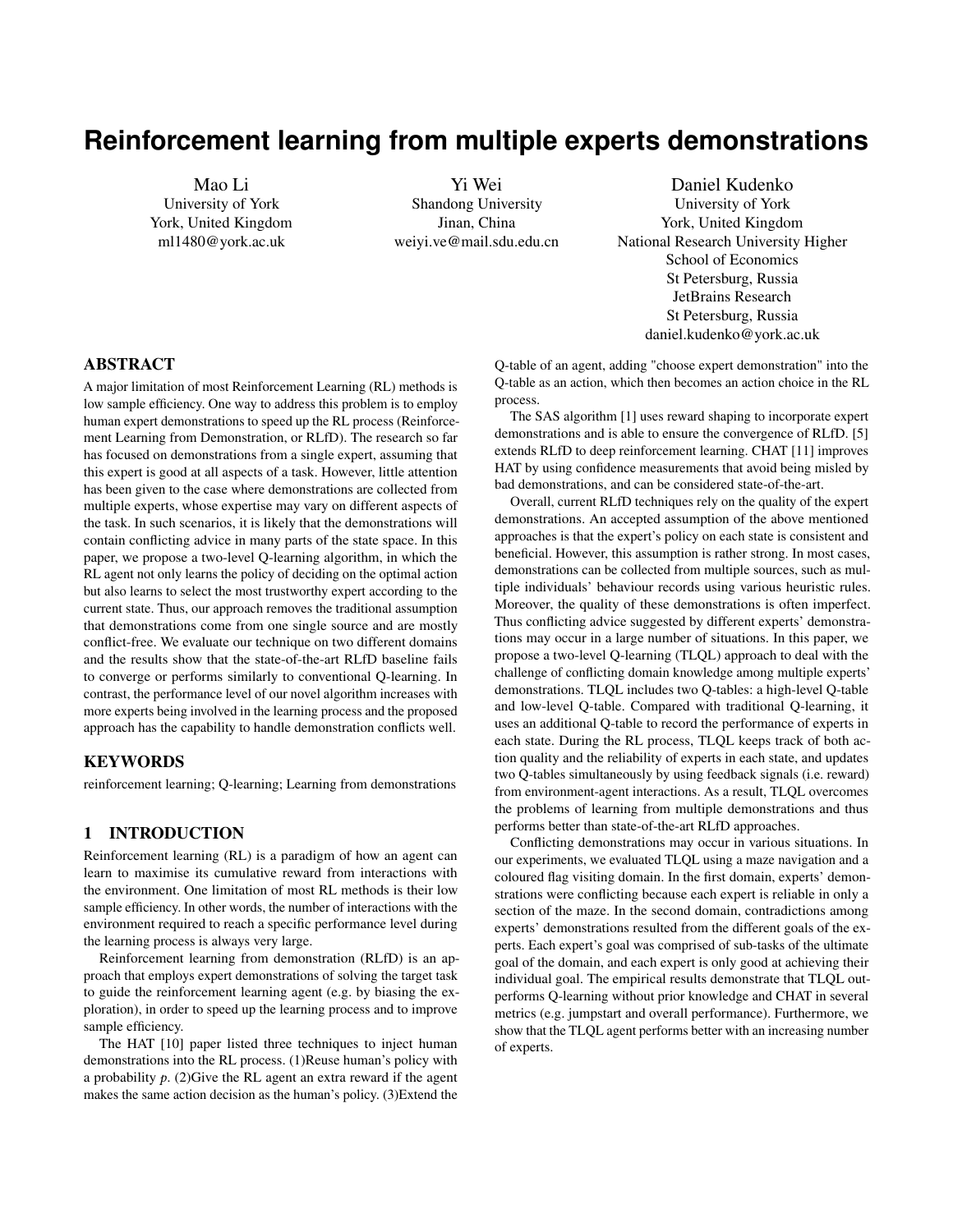# Reinforcement learning from multiple experts demonstrations

Mao Li
University of York
York, United Kingdom
ml1480@york.ac.uk

Yi Wei
Shandong University
Jinan, China
weiyi.ve@mail.sdu.edu.cn

Daniel Kudenko
University of York
York, United Kingdom
National Research University Higher School of Economics
St Petersburg, Russia
JetBrains Research
St Petersburg, Russia
daniel.kudenko@york.ac.uk

## ABSTRACT

A major limitation of most Reinforcement Learning (RL) methods is low sample efficiency. One way to address this problem is to employ human expert demonstrations to speed up the RL process (Reinforcement Learning from Demonstration, or RLfD). The research so far has focused on demonstrations from a single expert, assuming that this expert is good at all aspects of a task. However, little attention has been given to the case where demonstrations are collected from multiple experts, whose expertise may vary on different aspects of the task. In such scenarios, it is likely that the demonstrations will contain conflicting advice in many parts of the state space. In this paper, we propose a two-level Q-learning algorithm, in which the RL agent not only learns the policy of deciding on the optimal action but also learns to select the most trustworthy expert according to the current state. Thus, our approach removes the traditional assumption that demonstrations come from one single source and are mostly conflict-free. We evaluate our technique on two different domains and the results show that the state-of-the-art RLfD baseline fails to converge or performs similarly to conventional Q-learning. In contrast, the performance level of our novel algorithm increases with more experts being involved in the learning process and the proposed approach has the capability to handle demonstration conflicts well.

## KEYWORDS

reinforcement learning; Q-learning; Learning from demonstrations

## 1 INTRODUCTION

Reinforcement learning (RL) is a paradigm of how an agent can learn to maximise its cumulative reward from interactions with the environment. One limitation of most RL methods is their low sample efficiency. In other words, the number of interactions with the environment required to reach a specific performance level during the learning process is always very large.

Reinforcement learning from demonstration (RLfD) is an approach that employs expert demonstrations of solving the target task to guide the reinforcement learning agent (e.g. by biasing the exploration), in order to speed up the learning process and to improve sample efficiency.

The HAT [10] paper listed three techniques to inject human demonstrations into the RL process. (1)Reuse human's policy with a probability $p$. (2)Give the RL agent an extra reward if the agent makes the same action decision as the human's policy. (3)Extend the Q-table of an agent, adding "choose expert demonstration" into the Q-table as an action, which then becomes an action choice in the RL process.

The SAS algorithm [1] uses reward shaping to incorporate expert demonstrations and is able to ensure the convergence of RLfD. [5] extends RLfD to deep reinforcement learning. CHAT [11] improves HAT by using confidence measurements that avoid being misled by bad demonstrations, and can be considered state-of-the-art.

Overall, current RLfD techniques rely on the quality of the expert demonstrations. An accepted assumption of the above mentioned approaches is that the expert's policy on each state is consistent and beneficial. However, this assumption is rather strong. In most cases, demonstrations can be collected from multiple sources, such as multiple individuals' behaviour records using various heuristic rules. Moreover, the quality of these demonstrations is often imperfect. Thus conflicting advice suggested by different experts' demonstrations may occur in a large number of situations. In this paper, we propose a two-level Q-learning (TLQL) approach to deal with the challenge of conflicting domain knowledge among multiple experts' demonstrations. TLQL includes two Q-tables: a high-level Q-table and low-level Q-table. Compared with traditional Q-learning, it uses an additional Q-table to record the performance of experts in each state. During the RL process, TLQL keeps track of both action quality and the reliability of experts in each state, and updates two Q-tables simultaneously by using feedback signals (i.e. reward) from environment-agent interactions. As a result, TLQL overcomes the problems of learning from multiple demonstrations and thus performs better than state-of-the-art RLfD approaches.

Conflicting demonstrations may occur in various situations. In our experiments, we evaluated TLQL using a maze navigation and a coloured flag visiting domain. In the first domain, experts' demonstrations were conflicting because each expert is reliable in only a section of the maze. In the second domain, contradictions among experts' demonstrations resulted from the different goals of the experts. Each expert's goal was comprised of sub-tasks of the ultimate goal of the domain, and each expert is only good at achieving their individual goal. The empirical results demonstrate that TLQL outperforms Q-learning without prior knowledge and CHAT in several metrics (e.g. jumpstart and overall performance). Furthermore, we show that the TLQL agent performs better with an increasing number of experts.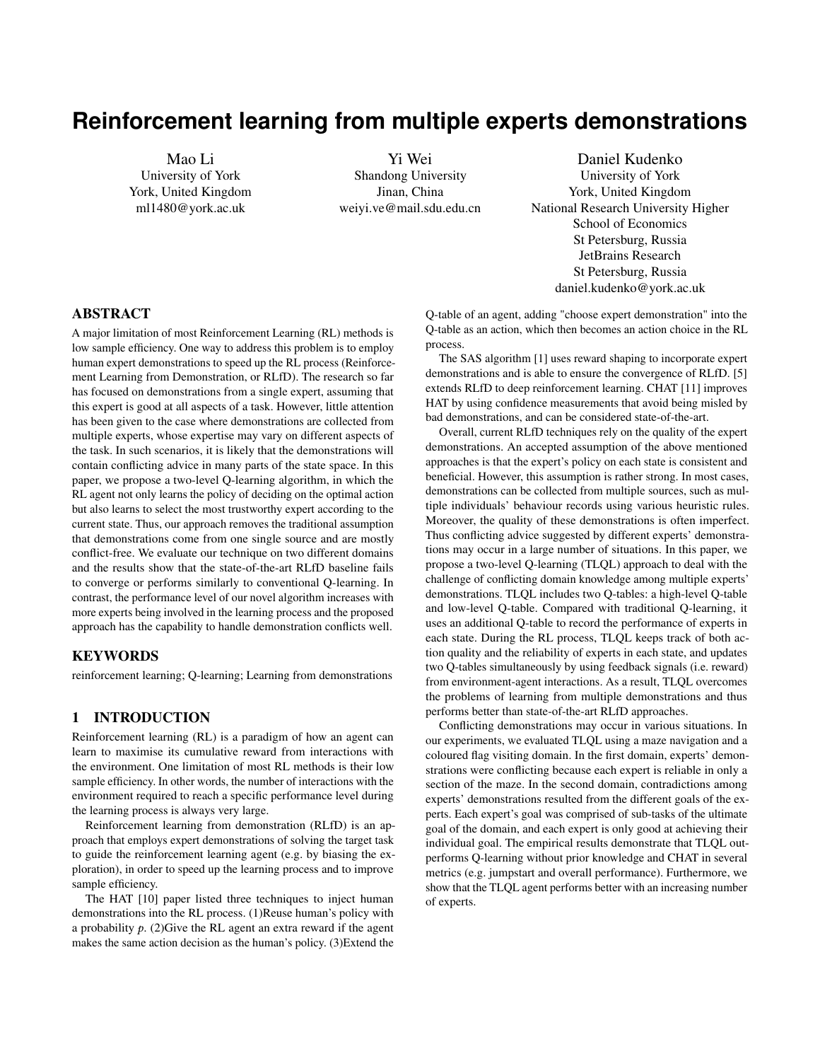# Reinforcement learning from multiple experts demonstrations

Mao Li
University of York
York, United Kingdom
ml1480@york.ac.uk

Yi Wei
Shandong University
Jinan, China
weiyi.ve@mail.sdu.edu.cn

Daniel Kudenko
University of York
York, United Kingdom
National Research University Higher School of Economics
St Petersburg, Russia
JetBrains Research
St Petersburg, Russia
daniel.kudenko@york.ac.uk

## ABSTRACT

A major limitation of most Reinforcement Learning (RL) methods is low sample efficiency. One way to address this problem is to employ human expert demonstrations to speed up the RL process (Reinforcement Learning from Demonstration, or RLfD). The research so far has focused on demonstrations from a single expert, assuming that this expert is good at all aspects of a task. However, little attention has been given to the case where demonstrations are collected from multiple experts, whose expertise may vary on different aspects of the task. In such scenarios, it is likely that the demonstrations will contain conflicting advice in many parts of the state space. In this paper, we propose a two-level Q-learning algorithm, in which the RL agent not only learns the policy of deciding on the optimal action but also learns to select the most trustworthy expert according to the current state. Thus, our approach removes the traditional assumption that demonstrations come from one single source and are mostly conflict-free. We evaluate our technique on two different domains and the results show that the state-of-the-art RLfD baseline fails to converge or performs similarly to conventional Q-learning. In contrast, the performance level of our novel algorithm increases with more experts being involved in the learning process and the proposed approach has the capability to handle demonstration conflicts well.

## KEYWORDS

reinforcement learning; Q-learning; Learning from demonstrations

## 1 INTRODUCTION

Reinforcement learning (RL) is a paradigm of how an agent can learn to maximise its cumulative reward from interactions with the environment. One limitation of most RL methods is their low sample efficiency. In other words, the number of interactions with the environment required to reach a specific performance level during the learning process is always very large.

Reinforcement learning from demonstration (RLfD) is an approach that employs expert demonstrations of solving the target task to guide the reinforcement learning agent (e.g. by biasing the exploration), in order to speed up the learning process and to improve sample efficiency.

The HAT [10] paper listed three techniques to inject human demonstrations into the RL process. (1)Reuse human's policy with a probability $p$. (2)Give the RL agent an extra reward if the agent makes the same action decision as the human's policy. (3)Extend the Q-table of an agent, adding "choose expert demonstration" into the Q-table as an action, which then becomes an action choice in the RL process.

The SAS algorithm [1] uses reward shaping to incorporate expert demonstrations and is able to ensure the convergence of RLfD. [5] extends RLfD to deep reinforcement learning. CHAT [11] improves HAT by using confidence measurements that avoid being misled by bad demonstrations, and can be considered state-of-the-art.

Overall, current RLfD techniques rely on the quality of the expert demonstrations. An accepted assumption of the above mentioned approaches is that the expert's policy on each state is consistent and beneficial. However, this assumption is rather strong. In most cases, demonstrations can be collected from multiple sources, such as multiple individuals' behaviour records using various heuristic rules. Moreover, the quality of these demonstrations is often imperfect. Thus conflicting advice suggested by different experts' demonstrations may occur in a large number of situations. In this paper, we propose a two-level Q-learning (TLQL) approach to deal with the challenge of conflicting domain knowledge among multiple experts' demonstrations. TLQL includes two Q-tables: a high-level Q-table and low-level Q-table. Compared with traditional Q-learning, it uses an additional Q-table to record the performance of experts in each state. During the RL process, TLQL keeps track of both action quality and the reliability of experts in each state, and updates two Q-tables simultaneously by using feedback signals (i.e. reward) from environment-agent interactions. As a result, TLQL overcomes the problems of learning from multiple demonstrations and thus performs better than state-of-the-art RLfD approaches.

Conflicting demonstrations may occur in various situations. In our experiments, we evaluated TLQL using a maze navigation and a coloured flag visiting domain. In the first domain, experts' demonstrations were conflicting because each expert is reliable in only a section of the maze. In the second domain, contradictions among experts' demonstrations resulted from the different goals of the experts. Each expert's goal was comprised of sub-tasks of the ultimate goal of the domain, and each expert is only good at achieving their individual goal. The empirical results demonstrate that TLQL outperforms Q-learning without prior knowledge and CHAT in several metrics (e.g. jumpstart and overall performance). Furthermore, we show that the TLQL agent performs better with an increasing number of experts.